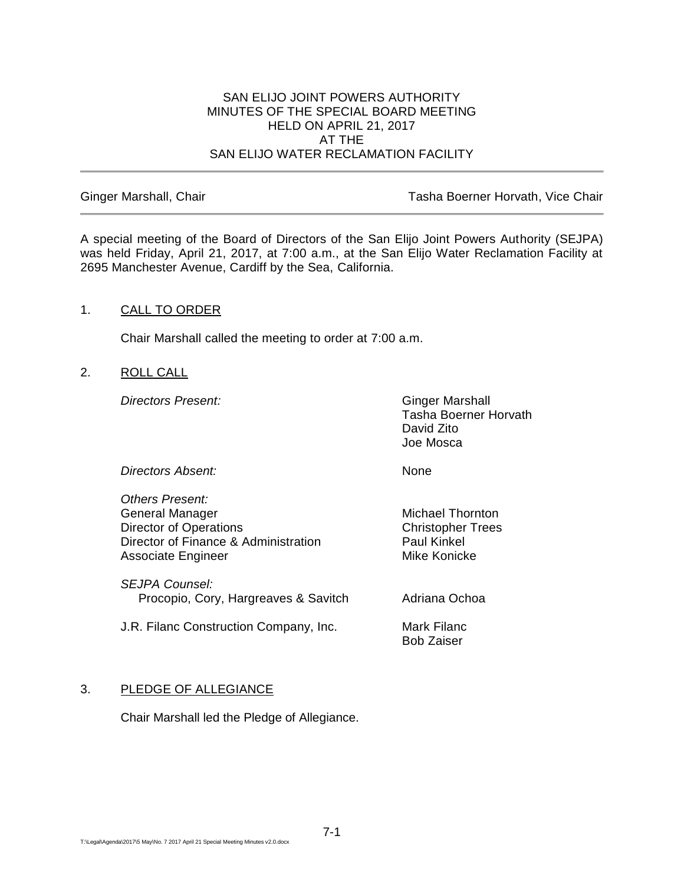SAN ELIJO JOINT POWERS AUTHORITY
MINUTES OF THE SPECIAL BOARD MEETING
HELD ON APRIL 21, 2017
AT THE
SAN ELIJO WATER RECLAMATION FACILITY

---

Ginger Marshall, Chair — Tasha Boerner Horvath, Vice Chair

---

A special meeting of the Board of Directors of the San Elijo Joint Powers Authority (SEJPA) was held Friday, April 21, 2017, at 7:00 a.m., at the San Elijo Water Reclamation Facility at 2695 Manchester Avenue, Cardiff by the Sea, California.

1. CALL TO ORDER

   Chair Marshall called the meeting to order at 7:00 a.m.

2. ROLL CALL

   *Directors Present:* Ginger Marshall, Tasha Boerner Horvath, David Zito, Joe Mosca

   *Directors Absent:* None

   *Others Present:*

   | | |
   |---|---|
   | General Manager | Michael Thornton |
   | Director of Operations | Christopher Trees |
   | Director of Finance & Administration | Paul Kinkel |
   | Associate Engineer | Mike Konicke |

   *SEJPA Counsel:*

   | | |
   |---|---|
   | Procopio, Cory, Hargreaves & Savitch | Adriana Ochoa |

   | | |
   |---|---|
   | J.R. Filanc Construction Company, Inc. | Mark Filanc<br>Bob Zaiser |

3. PLEDGE OF ALLEGIANCE

   Chair Marshall led the Pledge of Allegiance.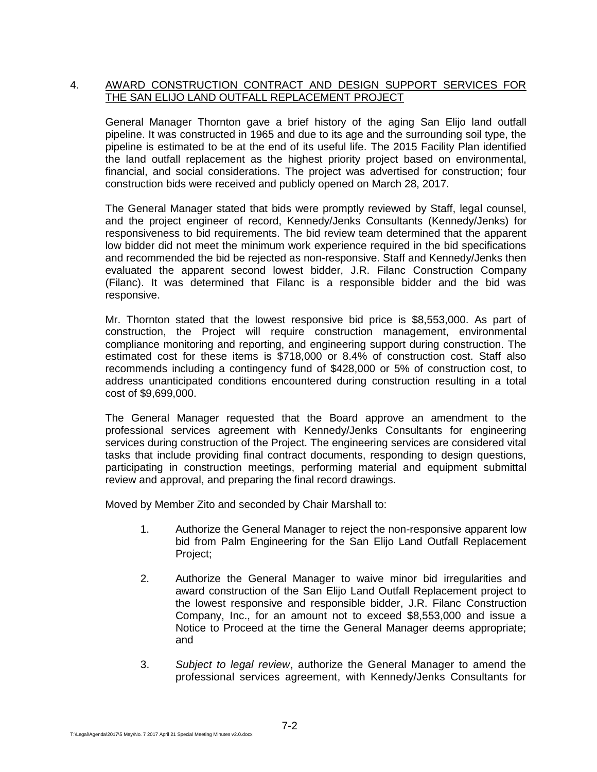4. AWARD CONSTRUCTION CONTRACT AND DESIGN SUPPORT SERVICES FOR THE SAN ELIJO LAND OUTFALL REPLACEMENT PROJECT

General Manager Thornton gave a brief history of the aging San Elijo land outfall pipeline. It was constructed in 1965 and due to its age and the surrounding soil type, the pipeline is estimated to be at the end of its useful life. The 2015 Facility Plan identified the land outfall replacement as the highest priority project based on environmental, financial, and social considerations. The project was advertised for construction; four construction bids were received and publicly opened on March 28, 2017.

The General Manager stated that bids were promptly reviewed by Staff, legal counsel, and the project engineer of record, Kennedy/Jenks Consultants (Kennedy/Jenks) for responsiveness to bid requirements. The bid review team determined that the apparent low bidder did not meet the minimum work experience required in the bid specifications and recommended the bid be rejected as non-responsive. Staff and Kennedy/Jenks then evaluated the apparent second lowest bidder, J.R. Filanc Construction Company (Filanc). It was determined that Filanc is a responsible bidder and the bid was responsive.

Mr. Thornton stated that the lowest responsive bid price is $8,553,000. As part of construction, the Project will require construction management, environmental compliance monitoring and reporting, and engineering support during construction. The estimated cost for these items is $718,000 or 8.4% of construction cost. Staff also recommends including a contingency fund of $428,000 or 5% of construction cost, to address unanticipated conditions encountered during construction resulting in a total cost of $9,699,000.

The General Manager requested that the Board approve an amendment to the professional services agreement with Kennedy/Jenks Consultants for engineering services during construction of the Project. The engineering services are considered vital tasks that include providing final contract documents, responding to design questions, participating in construction meetings, performing material and equipment submittal review and approval, and preparing the final record drawings.

Moved by Member Zito and seconded by Chair Marshall to:

1. Authorize the General Manager to reject the non-responsive apparent low bid from Palm Engineering for the San Elijo Land Outfall Replacement Project;

2. Authorize the General Manager to waive minor bid irregularities and award construction of the San Elijo Land Outfall Replacement project to the lowest responsive and responsible bidder, J.R. Filanc Construction Company, Inc., for an amount not to exceed $8,553,000 and issue a Notice to Proceed at the time the General Manager deems appropriate; and

3. *Subject to legal review*, authorize the General Manager to amend the professional services agreement, with Kennedy/Jenks Consultants for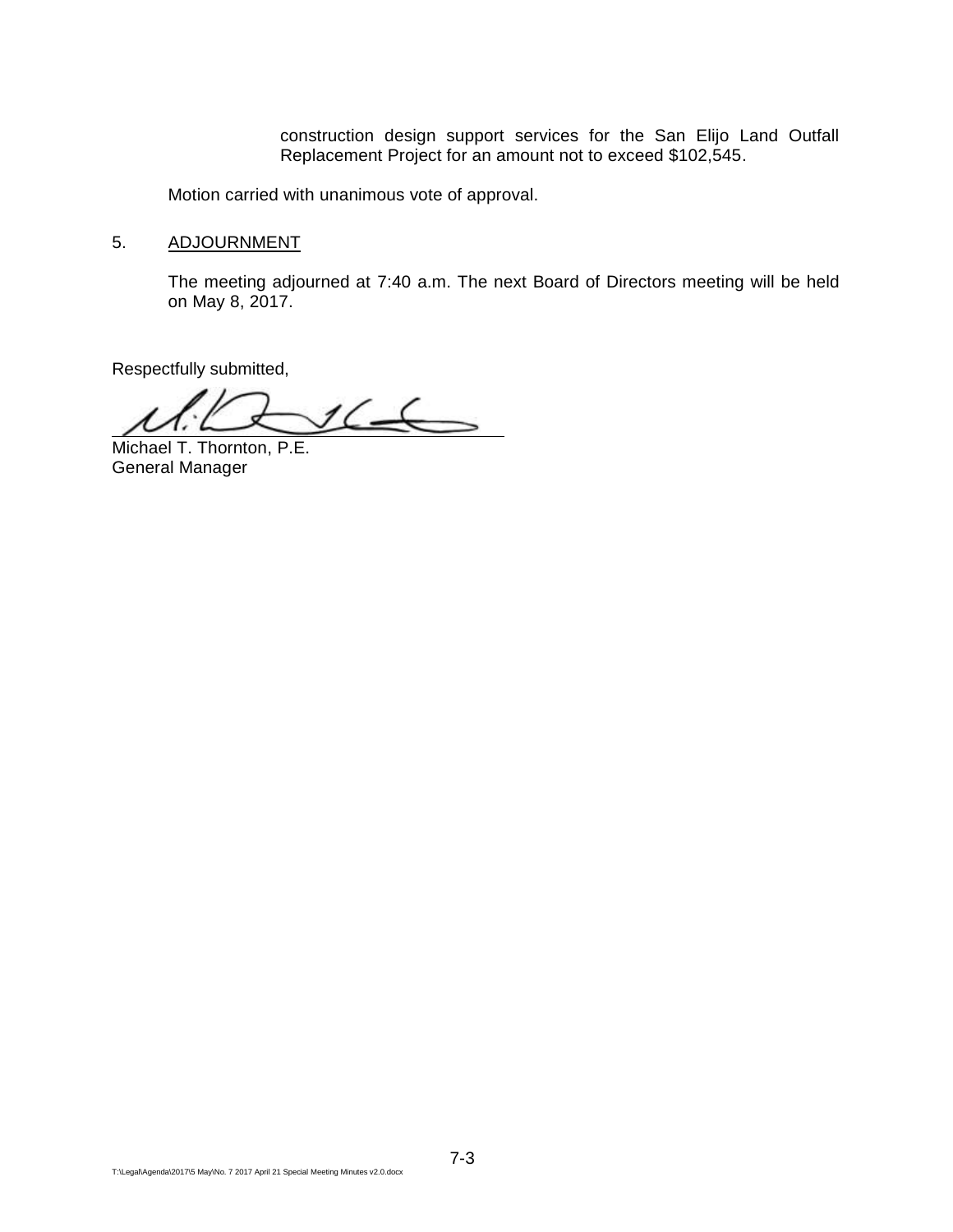construction design support services for the San Elijo Land Outfall Replacement Project for an amount not to exceed $102,545.

Motion carried with unanimous vote of approval.

5. ADJOURNMENT

The meeting adjourned at 7:40 a.m. The next Board of Directors meeting will be held on May 8, 2017.

Respectfully submitted,

Michael T. Thornton, P.E.
General Manager